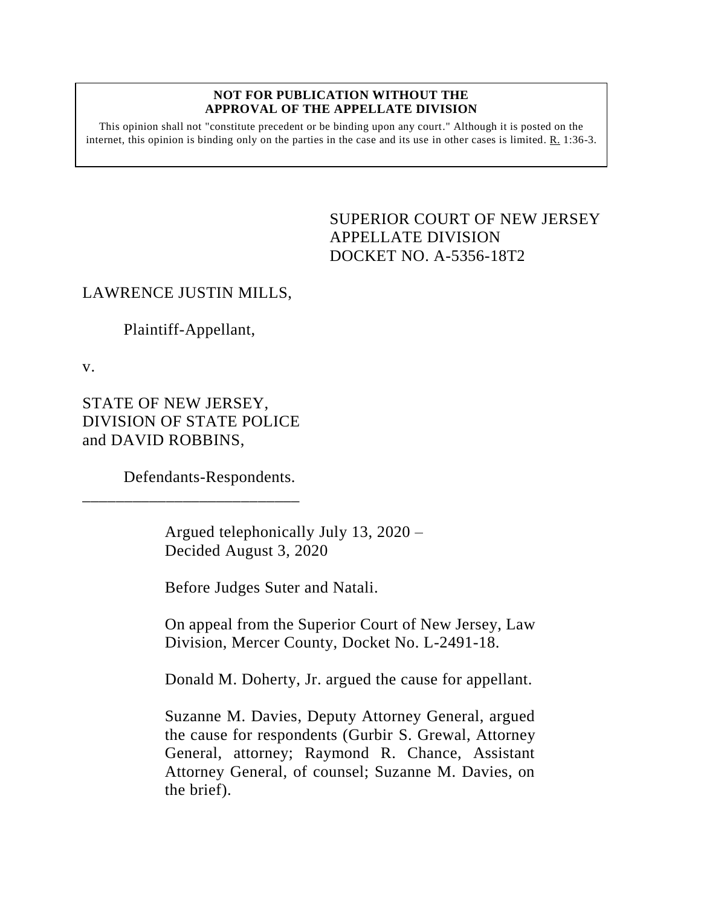**NOT FOR PUBLICATION WITHOUT THE APPROVAL OF THE APPELLATE DIVISION**

This opinion shall not "constitute precedent or be binding upon any court." Although it is posted on the internet, this opinion is binding only on the parties in the case and its use in other cases is limited. R. 1:36-3.

SUPERIOR COURT OF NEW JERSEY
APPELLATE DIVISION
DOCKET NO. A-5356-18T2

LAWRENCE JUSTIN MILLS,

Plaintiff-Appellant,

v.

STATE OF NEW JERSEY, DIVISION OF STATE POLICE and DAVID ROBBINS,

Defendants-Respondents.

___________________________

Argued telephonically July 13, 2020 – Decided August 3, 2020

Before Judges Suter and Natali.

On appeal from the Superior Court of New Jersey, Law Division, Mercer County, Docket No. L-2491-18.

Donald M. Doherty, Jr. argued the cause for appellant.

Suzanne M. Davies, Deputy Attorney General, argued the cause for respondents (Gurbir S. Grewal, Attorney General, attorney; Raymond R. Chance, Assistant Attorney General, of counsel; Suzanne M. Davies, on the brief).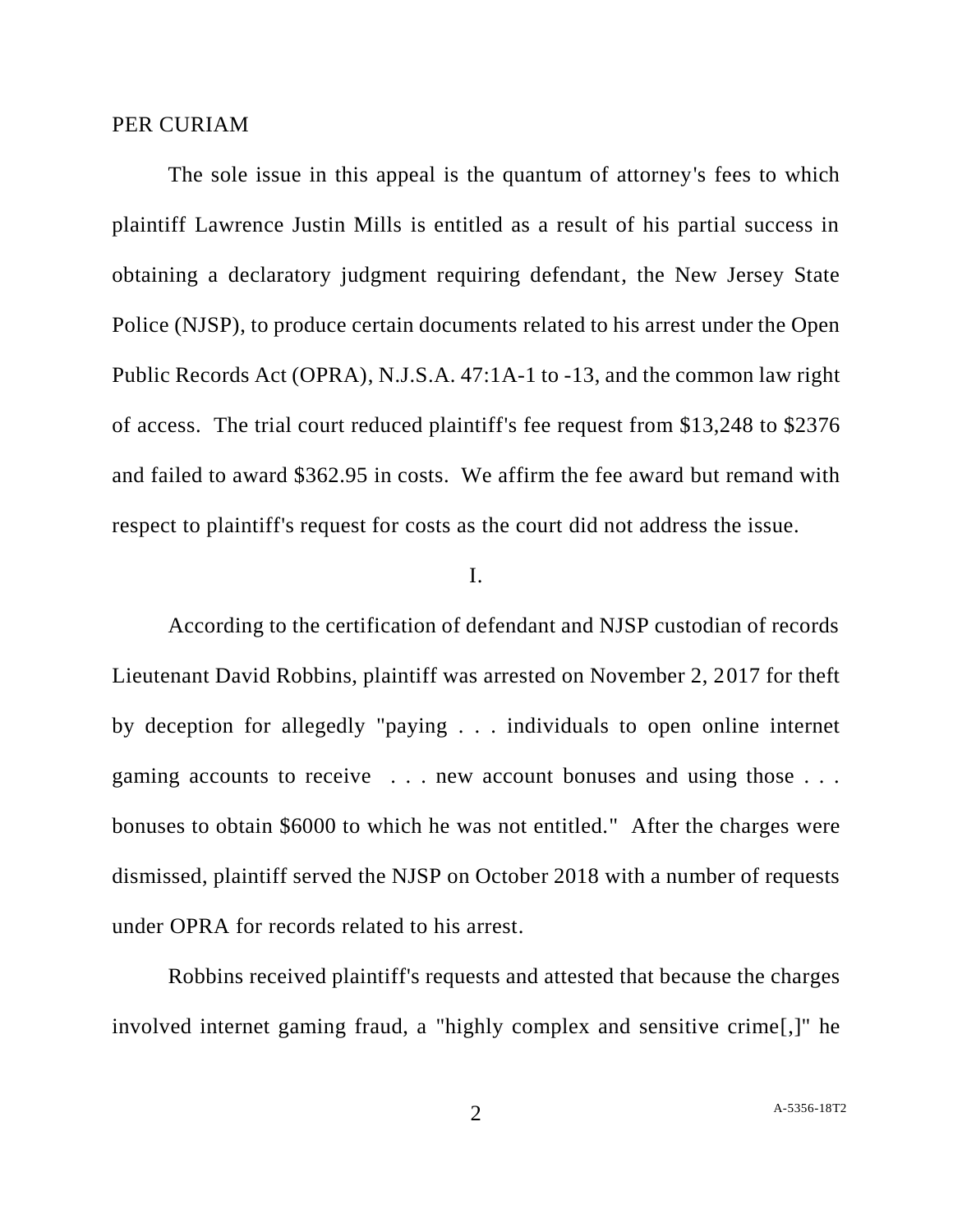PER CURIAM

The sole issue in this appeal is the quantum of attorney's fees to which plaintiff Lawrence Justin Mills is entitled as a result of his partial success in obtaining a declaratory judgment requiring defendant, the New Jersey State Police (NJSP), to produce certain documents related to his arrest under the Open Public Records Act (OPRA), N.J.S.A. 47:1A-1 to -13, and the common law right of access. The trial court reduced plaintiff's fee request from $13,248 to $2376 and failed to award $362.95 in costs. We affirm the fee award but remand with respect to plaintiff's request for costs as the court did not address the issue.

I.

According to the certification of defendant and NJSP custodian of records Lieutenant David Robbins, plaintiff was arrested on November 2, 2017 for theft by deception for allegedly "paying . . . individuals to open online internet gaming accounts to receive . . . new account bonuses and using those . . . bonuses to obtain $6000 to which he was not entitled." After the charges were dismissed, plaintiff served the NJSP on October 2018 with a number of requests under OPRA for records related to his arrest.

Robbins received plaintiff's requests and attested that because the charges involved internet gaming fraud, a "highly complex and sensitive crime[,]" he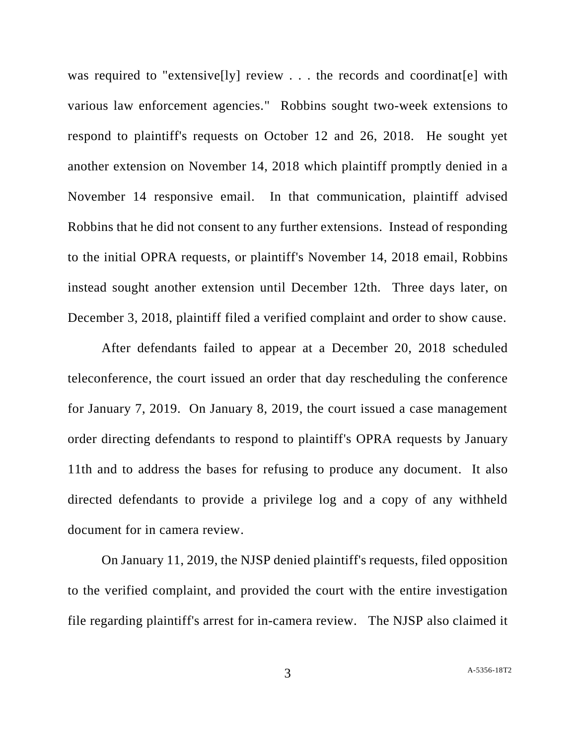was required to "extensive[ly] review . . . the records and coordinat[e] with various law enforcement agencies." Robbins sought two-week extensions to respond to plaintiff's requests on October 12 and 26, 2018. He sought yet another extension on November 14, 2018 which plaintiff promptly denied in a November 14 responsive email. In that communication, plaintiff advised Robbins that he did not consent to any further extensions. Instead of responding to the initial OPRA requests, or plaintiff's November 14, 2018 email, Robbins instead sought another extension until December 12th. Three days later, on December 3, 2018, plaintiff filed a verified complaint and order to show cause.

After defendants failed to appear at a December 20, 2018 scheduled teleconference, the court issued an order that day rescheduling the conference for January 7, 2019. On January 8, 2019, the court issued a case management order directing defendants to respond to plaintiff's OPRA requests by January 11th and to address the bases for refusing to produce any document. It also directed defendants to provide a privilege log and a copy of any withheld document for in camera review.

On January 11, 2019, the NJSP denied plaintiff's requests, filed opposition to the verified complaint, and provided the court with the entire investigation file regarding plaintiff's arrest for in-camera review. The NJSP also claimed it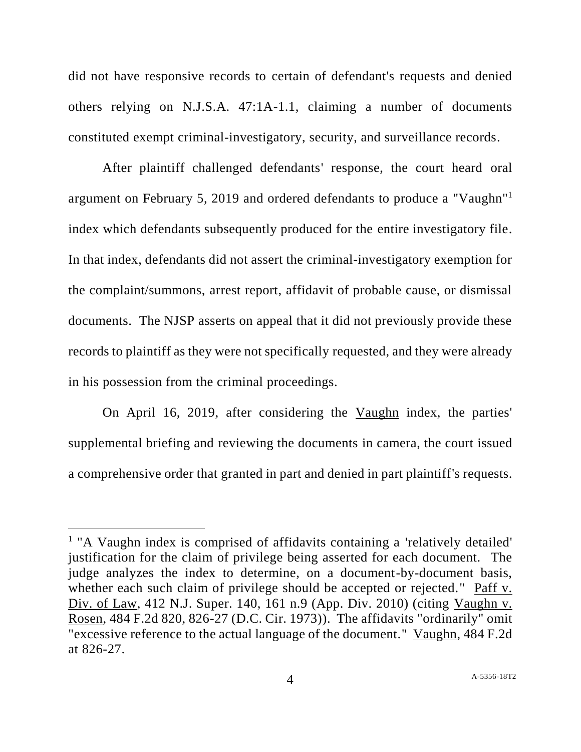did not have responsive records to certain of defendant's requests and denied others relying on N.J.S.A. 47:1A-1.1, claiming a number of documents constituted exempt criminal-investigatory, security, and surveillance records.

After plaintiff challenged defendants' response, the court heard oral argument on February 5, 2019 and ordered defendants to produce a "Vaughn"[1] index which defendants subsequently produced for the entire investigatory file. In that index, defendants did not assert the criminal-investigatory exemption for the complaint/summons, arrest report, affidavit of probable cause, or dismissal documents. The NJSP asserts on appeal that it did not previously provide these records to plaintiff as they were not specifically requested, and they were already in his possession from the criminal proceedings.

On April 16, 2019, after considering the Vaughn index, the parties' supplemental briefing and reviewing the documents in camera, the court issued a comprehensive order that granted in part and denied in part plaintiff's requests.

---

[1] "A Vaughn index is comprised of affidavits containing a 'relatively detailed' justification for the claim of privilege being asserted for each document. The judge analyzes the index to determine, on a document-by-document basis, whether each such claim of privilege should be accepted or rejected." Paff v. Div. of Law, 412 N.J. Super. 140, 161 n.9 (App. Div. 2010) (citing Vaughn v. Rosen, 484 F.2d 820, 826-27 (D.C. Cir. 1973)). The affidavits "ordinarily" omit "excessive reference to the actual language of the document." Vaughn, 484 F.2d at 826-27.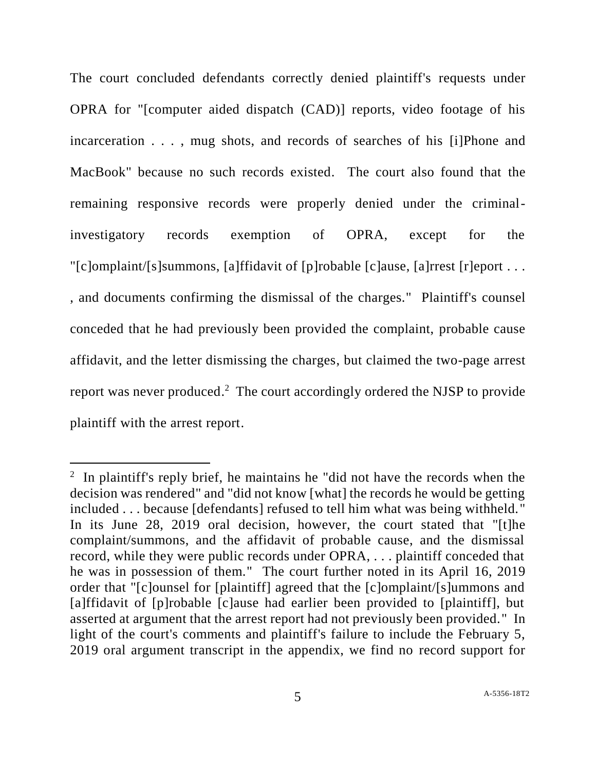The court concluded defendants correctly denied plaintiff's requests under OPRA for "[computer aided dispatch (CAD)] reports, video footage of his incarceration . . . , mug shots, and records of searches of his [i]Phone and MacBook" because no such records existed. The court also found that the remaining responsive records were properly denied under the criminal-investigatory records exemption of OPRA, except for the "[c]omplaint/[s]summons, [a]ffidavit of [p]robable [c]ause, [a]rrest [r]eport . . . , and documents confirming the dismissal of the charges." Plaintiff's counsel conceded that he had previously been provided the complaint, probable cause affidavit, and the letter dismissing the charges, but claimed the two-page arrest report was never produced.[2] The court accordingly ordered the NJSP to provide plaintiff with the arrest report.

---

[2] In plaintiff's reply brief, he maintains he "did not have the records when the decision was rendered" and "did not know [what] the records he would be getting included . . . because [defendants] refused to tell him what was being withheld." In its June 28, 2019 oral decision, however, the court stated that "[t]he complaint/summons, and the affidavit of probable cause, and the dismissal record, while they were public records under OPRA, . . . plaintiff conceded that he was in possession of them." The court further noted in its April 16, 2019 order that "[c]ounsel for [plaintiff] agreed that the [c]omplaint/[s]ummons and [a]ffidavit of [p]robable [c]ause had earlier been provided to [plaintiff], but asserted at argument that the arrest report had not previously been provided." In light of the court's comments and plaintiff's failure to include the February 5, 2019 oral argument transcript in the appendix, we find no record support for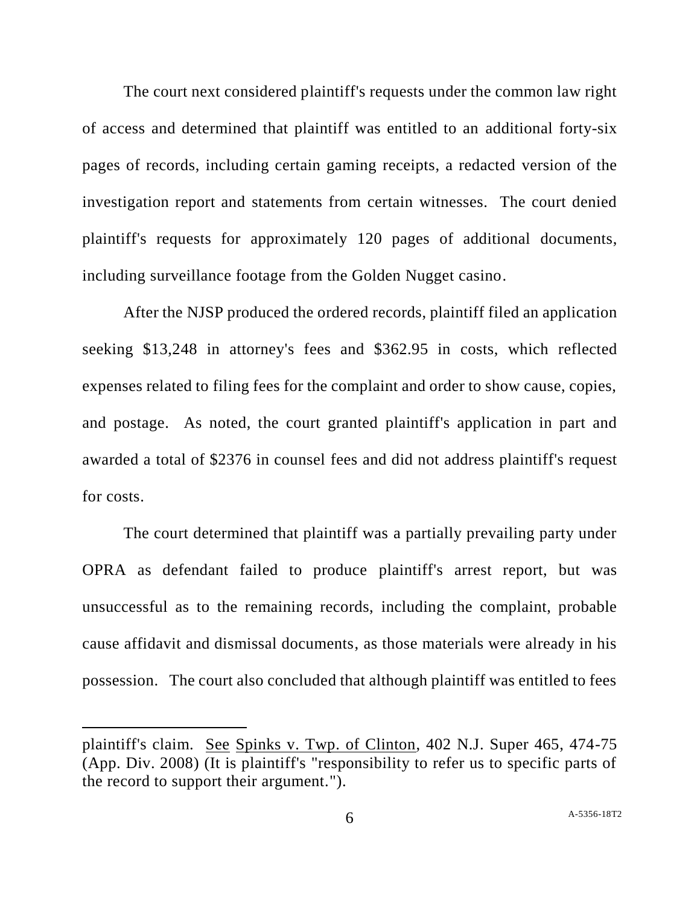The court next considered plaintiff's requests under the common law right of access and determined that plaintiff was entitled to an additional forty-six pages of records, including certain gaming receipts, a redacted version of the investigation report and statements from certain witnesses. The court denied plaintiff's requests for approximately 120 pages of additional documents, including surveillance footage from the Golden Nugget casino.

After the NJSP produced the ordered records, plaintiff filed an application seeking $13,248 in attorney's fees and $362.95 in costs, which reflected expenses related to filing fees for the complaint and order to show cause, copies, and postage. As noted, the court granted plaintiff's application in part and awarded a total of $2376 in counsel fees and did not address plaintiff's request for costs.

The court determined that plaintiff was a partially prevailing party under OPRA as defendant failed to produce plaintiff's arrest report, but was unsuccessful as to the remaining records, including the complaint, probable cause affidavit and dismissal documents, as those materials were already in his possession. The court also concluded that although plaintiff was entitled to fees

---

plaintiff's claim. See Spinks v. Twp. of Clinton, 402 N.J. Super 465, 474-75 (App. Div. 2008) (It is plaintiff's "responsibility to refer us to specific parts of the record to support their argument.").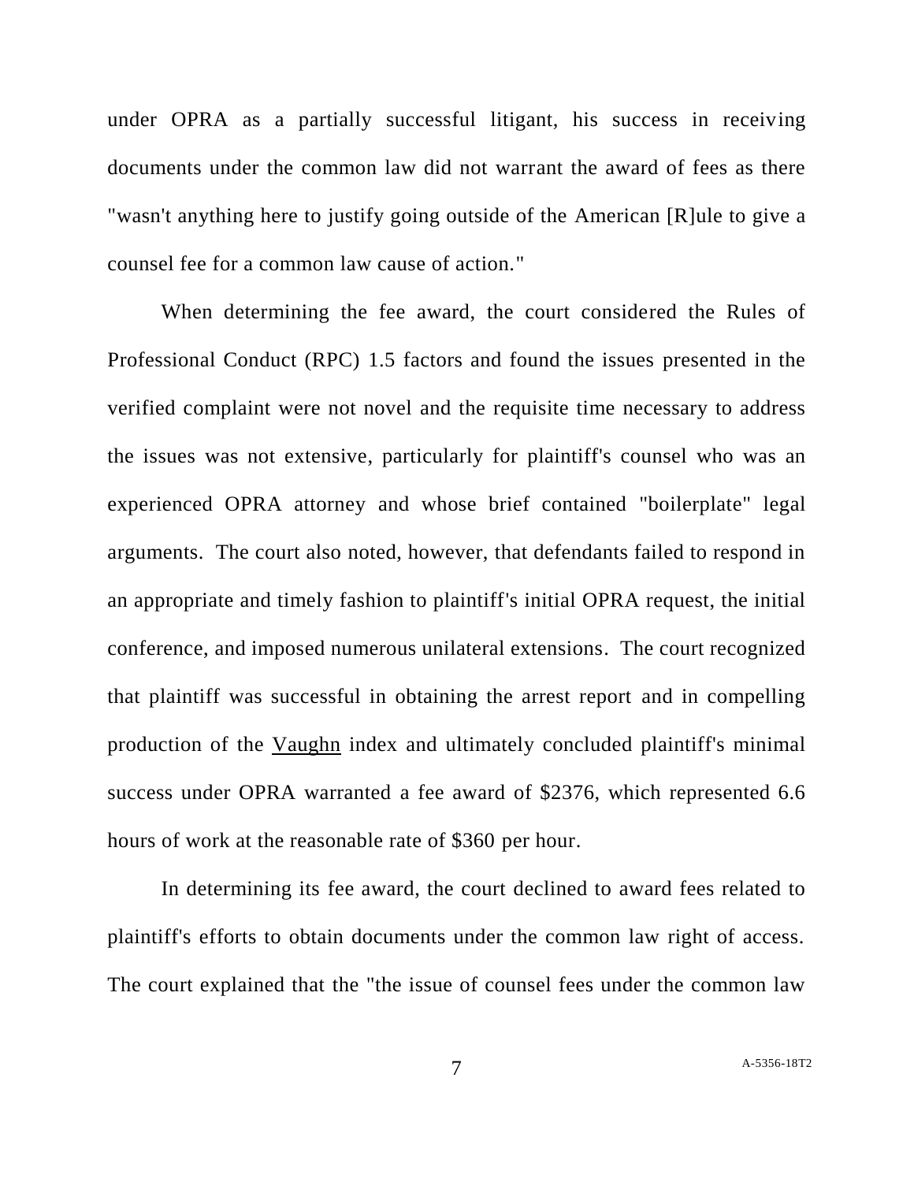under OPRA as a partially successful litigant, his success in receiving documents under the common law did not warrant the award of fees as there "wasn't anything here to justify going outside of the American [R]ule to give a counsel fee for a common law cause of action."

When determining the fee award, the court considered the Rules of Professional Conduct (RPC) 1.5 factors and found the issues presented in the verified complaint were not novel and the requisite time necessary to address the issues was not extensive, particularly for plaintiff's counsel who was an experienced OPRA attorney and whose brief contained "boilerplate" legal arguments. The court also noted, however, that defendants failed to respond in an appropriate and timely fashion to plaintiff's initial OPRA request, the initial conference, and imposed numerous unilateral extensions. The court recognized that plaintiff was successful in obtaining the arrest report and in compelling production of the Vaughn index and ultimately concluded plaintiff's minimal success under OPRA warranted a fee award of $2376, which represented 6.6 hours of work at the reasonable rate of $360 per hour.

In determining its fee award, the court declined to award fees related to plaintiff's efforts to obtain documents under the common law right of access. The court explained that the "the issue of counsel fees under the common law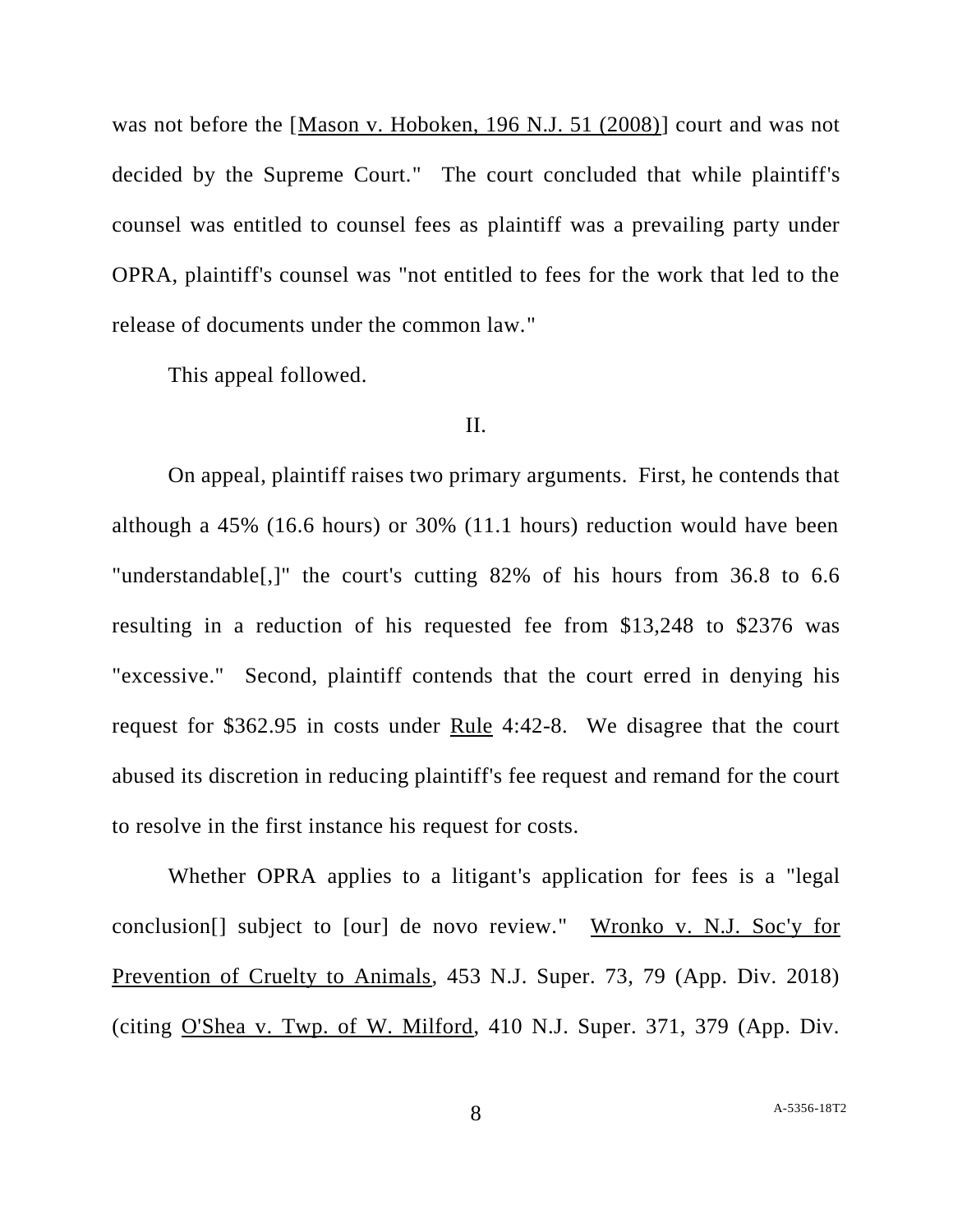was not before the [Mason v. Hoboken, 196 N.J. 51 (2008)] court and was not decided by the Supreme Court." The court concluded that while plaintiff's counsel was entitled to counsel fees as plaintiff was a prevailing party under OPRA, plaintiff's counsel was "not entitled to fees for the work that led to the release of documents under the common law."

This appeal followed.

II.

On appeal, plaintiff raises two primary arguments. First, he contends that although a 45% (16.6 hours) or 30% (11.1 hours) reduction would have been "understandable[,]" the court's cutting 82% of his hours from 36.8 to 6.6 resulting in a reduction of his requested fee from $13,248 to $2376 was "excessive." Second, plaintiff contends that the court erred in denying his request for $362.95 in costs under Rule 4:42-8. We disagree that the court abused its discretion in reducing plaintiff's fee request and remand for the court to resolve in the first instance his request for costs.

Whether OPRA applies to a litigant's application for fees is a "legal conclusion[] subject to [our] de novo review." Wronko v. N.J. Soc'y for Prevention of Cruelty to Animals, 453 N.J. Super. 73, 79 (App. Div. 2018) (citing O'Shea v. Twp. of W. Milford, 410 N.J. Super. 371, 379 (App. Div.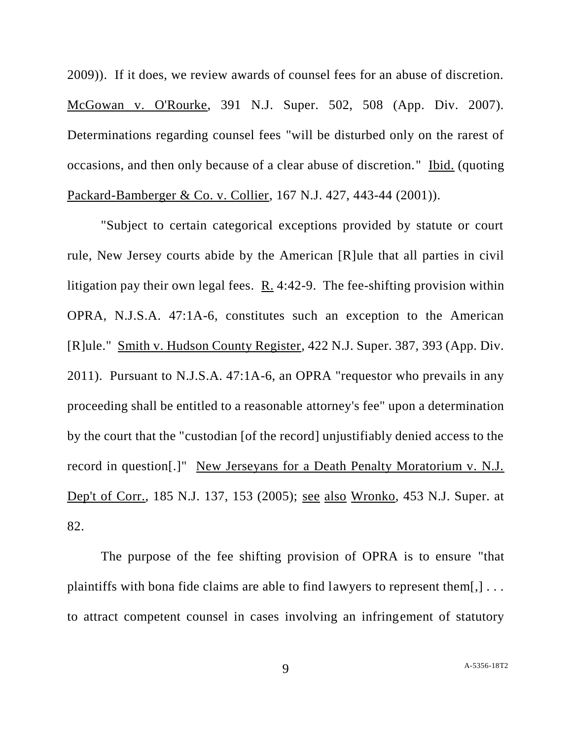2009)). If it does, we review awards of counsel fees for an abuse of discretion. McGowan v. O'Rourke, 391 N.J. Super. 502, 508 (App. Div. 2007). Determinations regarding counsel fees "will be disturbed only on the rarest of occasions, and then only because of a clear abuse of discretion." Ibid. (quoting Packard-Bamberger & Co. v. Collier, 167 N.J. 427, 443-44 (2001)).

"Subject to certain categorical exceptions provided by statute or court rule, New Jersey courts abide by the American [R]ule that all parties in civil litigation pay their own legal fees. R. 4:42-9. The fee-shifting provision within OPRA, N.J.S.A. 47:1A-6, constitutes such an exception to the American [R]ule." Smith v. Hudson County Register, 422 N.J. Super. 387, 393 (App. Div. 2011). Pursuant to N.J.S.A. 47:1A-6, an OPRA "requestor who prevails in any proceeding shall be entitled to a reasonable attorney's fee" upon a determination by the court that the "custodian [of the record] unjustifiably denied access to the record in question[.]" New Jerseyans for a Death Penalty Moratorium v. N.J. Dep't of Corr., 185 N.J. 137, 153 (2005); see also Wronko, 453 N.J. Super. at 82.

The purpose of the fee shifting provision of OPRA is to ensure "that plaintiffs with bona fide claims are able to find lawyers to represent them[,] . . . to attract competent counsel in cases involving an infringement of statutory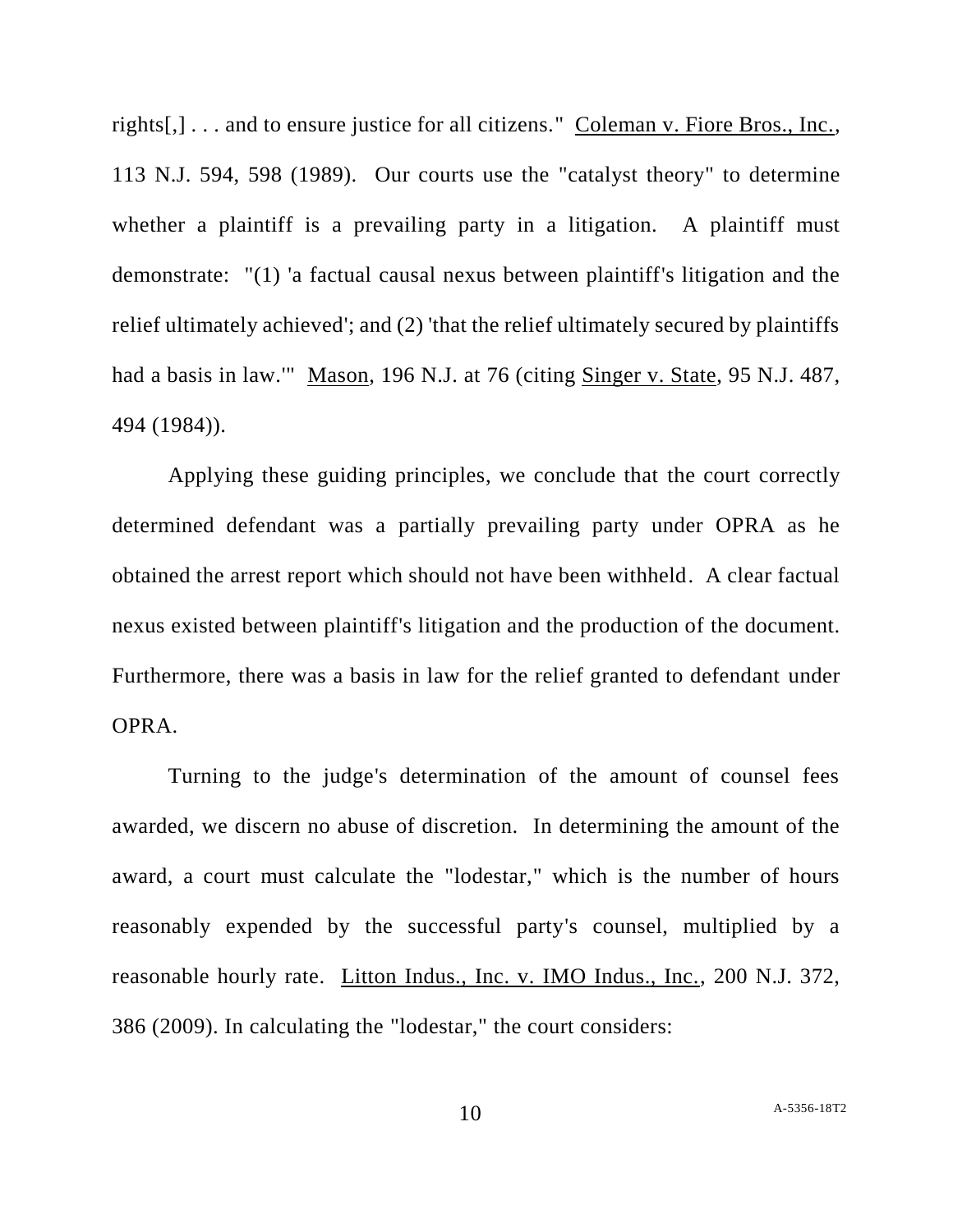rights[,] . . . and to ensure justice for all citizens." Coleman v. Fiore Bros., Inc., 113 N.J. 594, 598 (1989). Our courts use the "catalyst theory" to determine whether a plaintiff is a prevailing party in a litigation. A plaintiff must demonstrate: "(1) 'a factual causal nexus between plaintiff's litigation and the relief ultimately achieved'; and (2) 'that the relief ultimately secured by plaintiffs had a basis in law.'" Mason, 196 N.J. at 76 (citing Singer v. State, 95 N.J. 487, 494 (1984)).

Applying these guiding principles, we conclude that the court correctly determined defendant was a partially prevailing party under OPRA as he obtained the arrest report which should not have been withheld. A clear factual nexus existed between plaintiff's litigation and the production of the document. Furthermore, there was a basis in law for the relief granted to defendant under OPRA.

Turning to the judge's determination of the amount of counsel fees awarded, we discern no abuse of discretion. In determining the amount of the award, a court must calculate the "lodestar," which is the number of hours reasonably expended by the successful party's counsel, multiplied by a reasonable hourly rate. Litton Indus., Inc. v. IMO Indus., Inc., 200 N.J. 372, 386 (2009). In calculating the "lodestar," the court considers: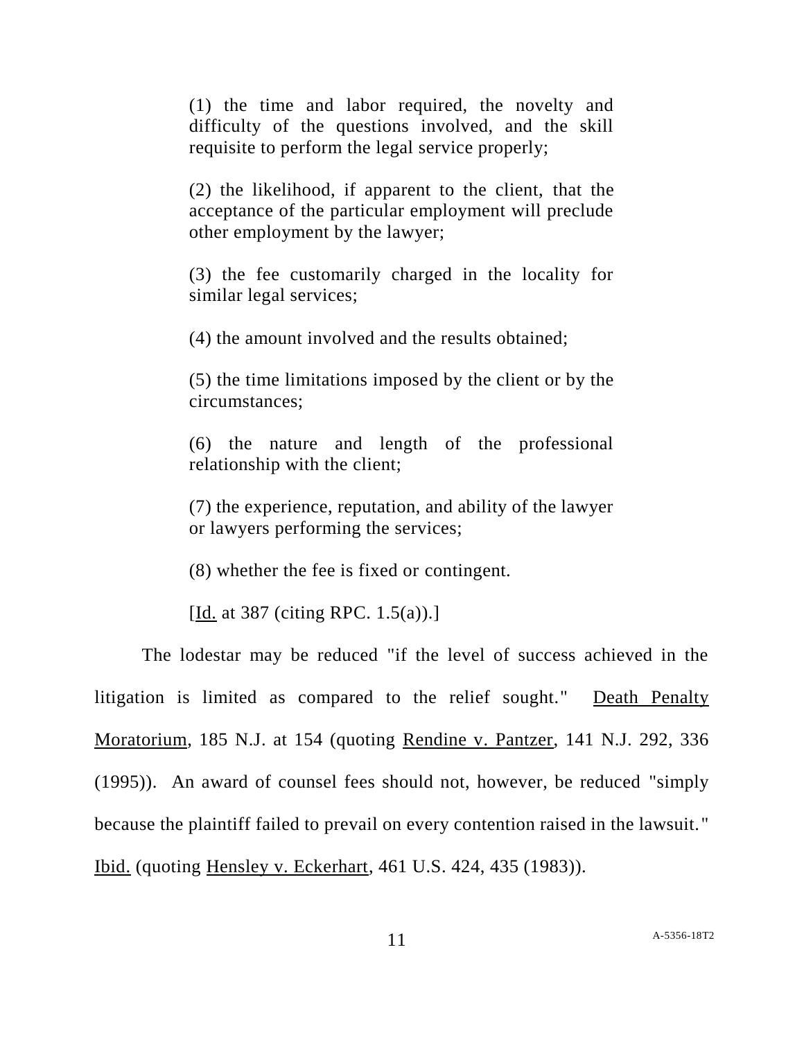> (1) the time and labor required, the novelty and difficulty of the questions involved, and the skill requisite to perform the legal service properly;
>
> (2) the likelihood, if apparent to the client, that the acceptance of the particular employment will preclude other employment by the lawyer;
>
> (3) the fee customarily charged in the locality for similar legal services;
>
> (4) the amount involved and the results obtained;
>
> (5) the time limitations imposed by the client or by the circumstances;
>
> (6) the nature and length of the professional relationship with the client;
>
> (7) the experience, reputation, and ability of the lawyer or lawyers performing the services;
>
> (8) whether the fee is fixed or contingent.
>
> [Id. at 387 (citing RPC. 1.5(a)).]

The lodestar may be reduced "if the level of success achieved in the litigation is limited as compared to the relief sought." Death Penalty Moratorium, 185 N.J. at 154 (quoting Rendine v. Pantzer, 141 N.J. 292, 336 (1995)). An award of counsel fees should not, however, be reduced "simply because the plaintiff failed to prevail on every contention raised in the lawsuit." Ibid. (quoting Hensley v. Eckerhart, 461 U.S. 424, 435 (1983)).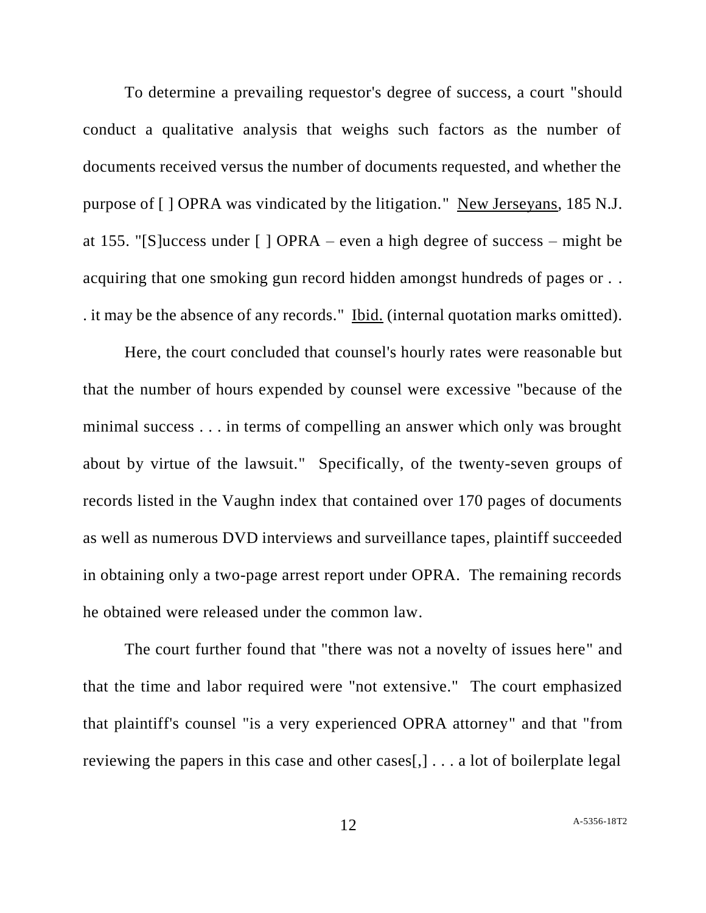To determine a prevailing requestor's degree of success, a court "should conduct a qualitative analysis that weighs such factors as the number of documents received versus the number of documents requested, and whether the purpose of [ ] OPRA was vindicated by the litigation." New Jerseyans, 185 N.J. at 155. "[S]uccess under [ ] OPRA – even a high degree of success – might be acquiring that one smoking gun record hidden amongst hundreds of pages or . . . it may be the absence of any records." Ibid. (internal quotation marks omitted).

Here, the court concluded that counsel's hourly rates were reasonable but that the number of hours expended by counsel were excessive "because of the minimal success . . . in terms of compelling an answer which only was brought about by virtue of the lawsuit." Specifically, of the twenty-seven groups of records listed in the Vaughn index that contained over 170 pages of documents as well as numerous DVD interviews and surveillance tapes, plaintiff succeeded in obtaining only a two-page arrest report under OPRA. The remaining records he obtained were released under the common law.

The court further found that "there was not a novelty of issues here" and that the time and labor required were "not extensive." The court emphasized that plaintiff's counsel "is a very experienced OPRA attorney" and that "from reviewing the papers in this case and other cases[,] . . . a lot of boilerplate legal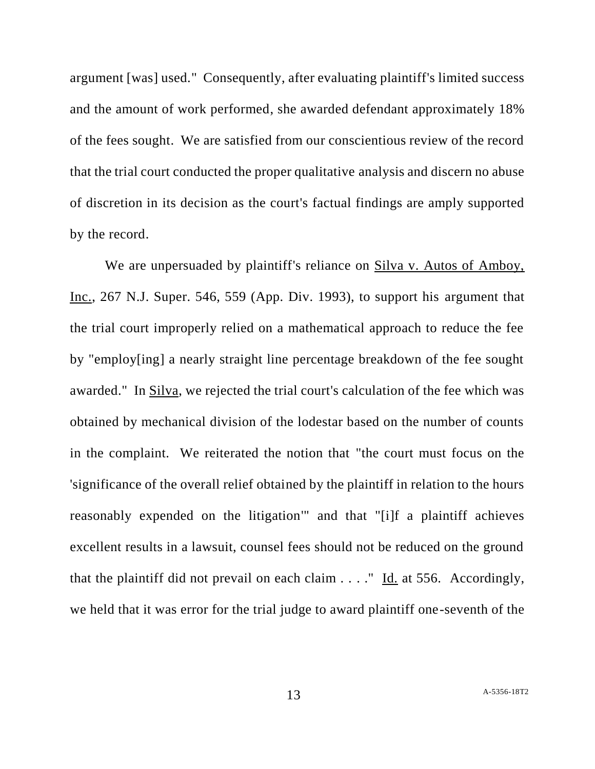argument [was] used." Consequently, after evaluating plaintiff's limited success and the amount of work performed, she awarded defendant approximately 18% of the fees sought. We are satisfied from our conscientious review of the record that the trial court conducted the proper qualitative analysis and discern no abuse of discretion in its decision as the court's factual findings are amply supported by the record.

We are unpersuaded by plaintiff's reliance on Silva v. Autos of Amboy, Inc., 267 N.J. Super. 546, 559 (App. Div. 1993), to support his argument that the trial court improperly relied on a mathematical approach to reduce the fee by "employ[ing] a nearly straight line percentage breakdown of the fee sought awarded." In Silva, we rejected the trial court's calculation of the fee which was obtained by mechanical division of the lodestar based on the number of counts in the complaint. We reiterated the notion that "the court must focus on the 'significance of the overall relief obtained by the plaintiff in relation to the hours reasonably expended on the litigation'" and that "[i]f a plaintiff achieves excellent results in a lawsuit, counsel fees should not be reduced on the ground that the plaintiff did not prevail on each claim . . . ." Id. at 556. Accordingly, we held that it was error for the trial judge to award plaintiff one-seventh of the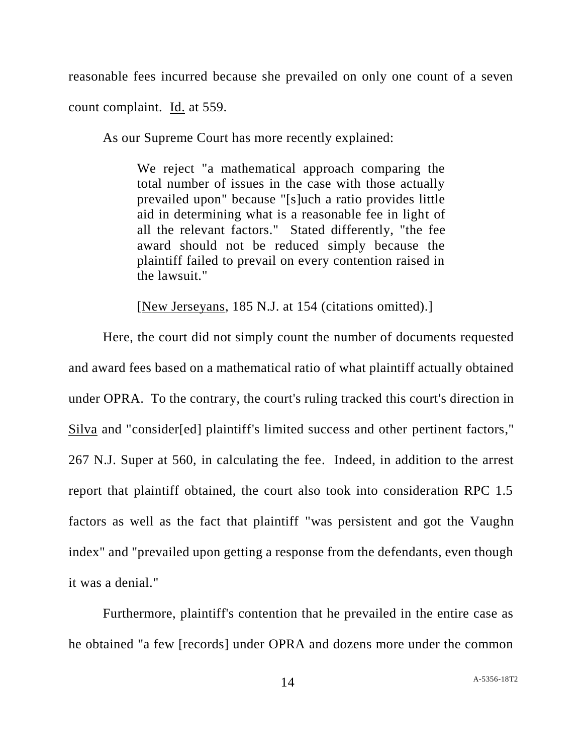reasonable fees incurred because she prevailed on only one count of a seven count complaint. Id. at 559.

As our Supreme Court has more recently explained:

> We reject "a mathematical approach comparing the total number of issues in the case with those actually prevailed upon" because "[s]uch a ratio provides little aid in determining what is a reasonable fee in light of all the relevant factors." Stated differently, "the fee award should not be reduced simply because the plaintiff failed to prevail on every contention raised in the lawsuit."
>
> [New Jerseyans, 185 N.J. at 154 (citations omitted).]

Here, the court did not simply count the number of documents requested and award fees based on a mathematical ratio of what plaintiff actually obtained under OPRA. To the contrary, the court's ruling tracked this court's direction in Silva and "consider[ed] plaintiff's limited success and other pertinent factors," 267 N.J. Super at 560, in calculating the fee. Indeed, in addition to the arrest report that plaintiff obtained, the court also took into consideration RPC 1.5 factors as well as the fact that plaintiff "was persistent and got the Vaughn index" and "prevailed upon getting a response from the defendants, even though it was a denial."

Furthermore, plaintiff's contention that he prevailed in the entire case as he obtained "a few [records] under OPRA and dozens more under the common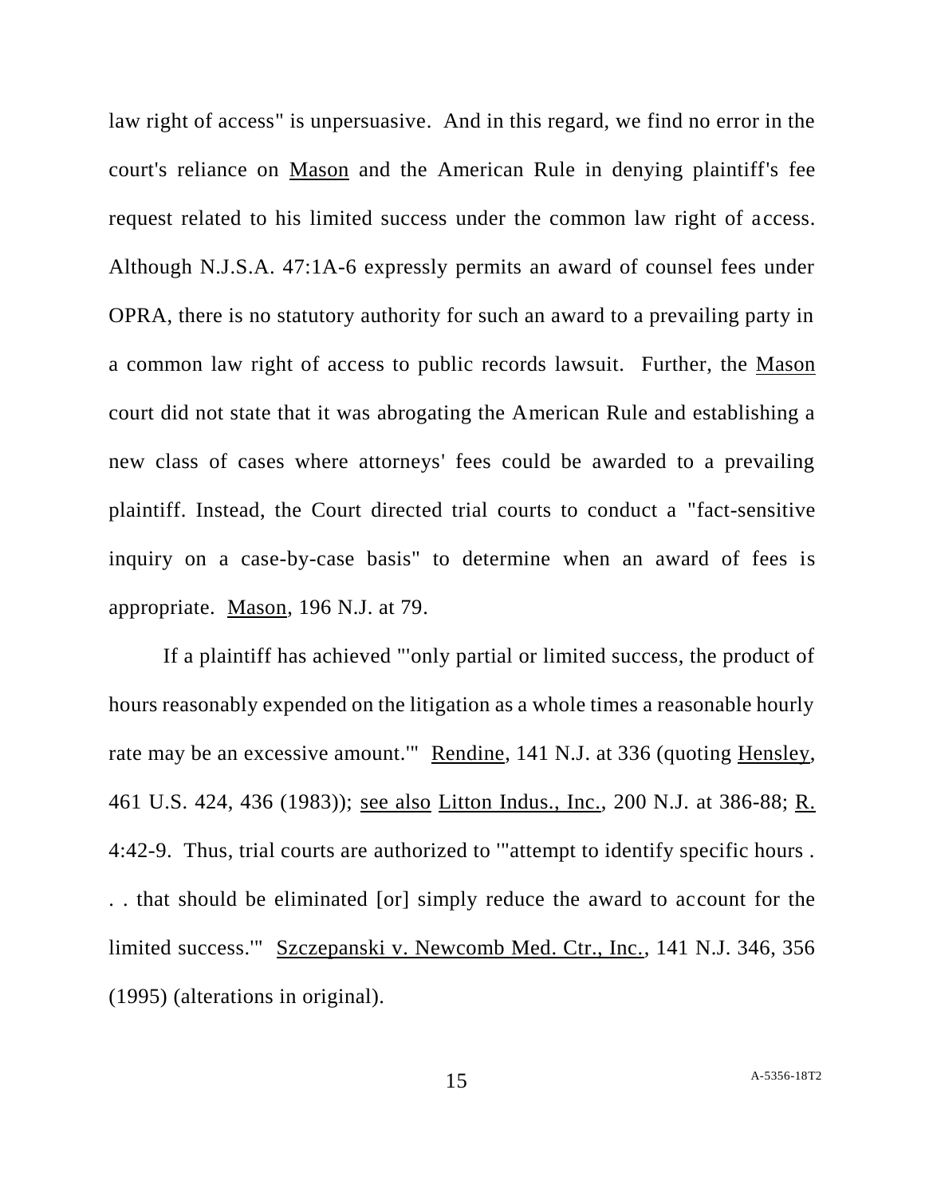law right of access" is unpersuasive. And in this regard, we find no error in the court's reliance on Mason and the American Rule in denying plaintiff's fee request related to his limited success under the common law right of access. Although N.J.S.A. 47:1A-6 expressly permits an award of counsel fees under OPRA, there is no statutory authority for such an award to a prevailing party in a common law right of access to public records lawsuit. Further, the Mason court did not state that it was abrogating the American Rule and establishing a new class of cases where attorneys' fees could be awarded to a prevailing plaintiff. Instead, the Court directed trial courts to conduct a "fact-sensitive inquiry on a case-by-case basis" to determine when an award of fees is appropriate. Mason, 196 N.J. at 79.

If a plaintiff has achieved "'only partial or limited success, the product of hours reasonably expended on the litigation as a whole times a reasonable hourly rate may be an excessive amount.'" Rendine, 141 N.J. at 336 (quoting Hensley, 461 U.S. 424, 436 (1983)); see also Litton Indus., Inc., 200 N.J. at 386-88; R. 4:42-9. Thus, trial courts are authorized to '"attempt to identify specific hours . . . that should be eliminated [or] simply reduce the award to account for the limited success.'" Szczepanski v. Newcomb Med. Ctr., Inc., 141 N.J. 346, 356 (1995) (alterations in original).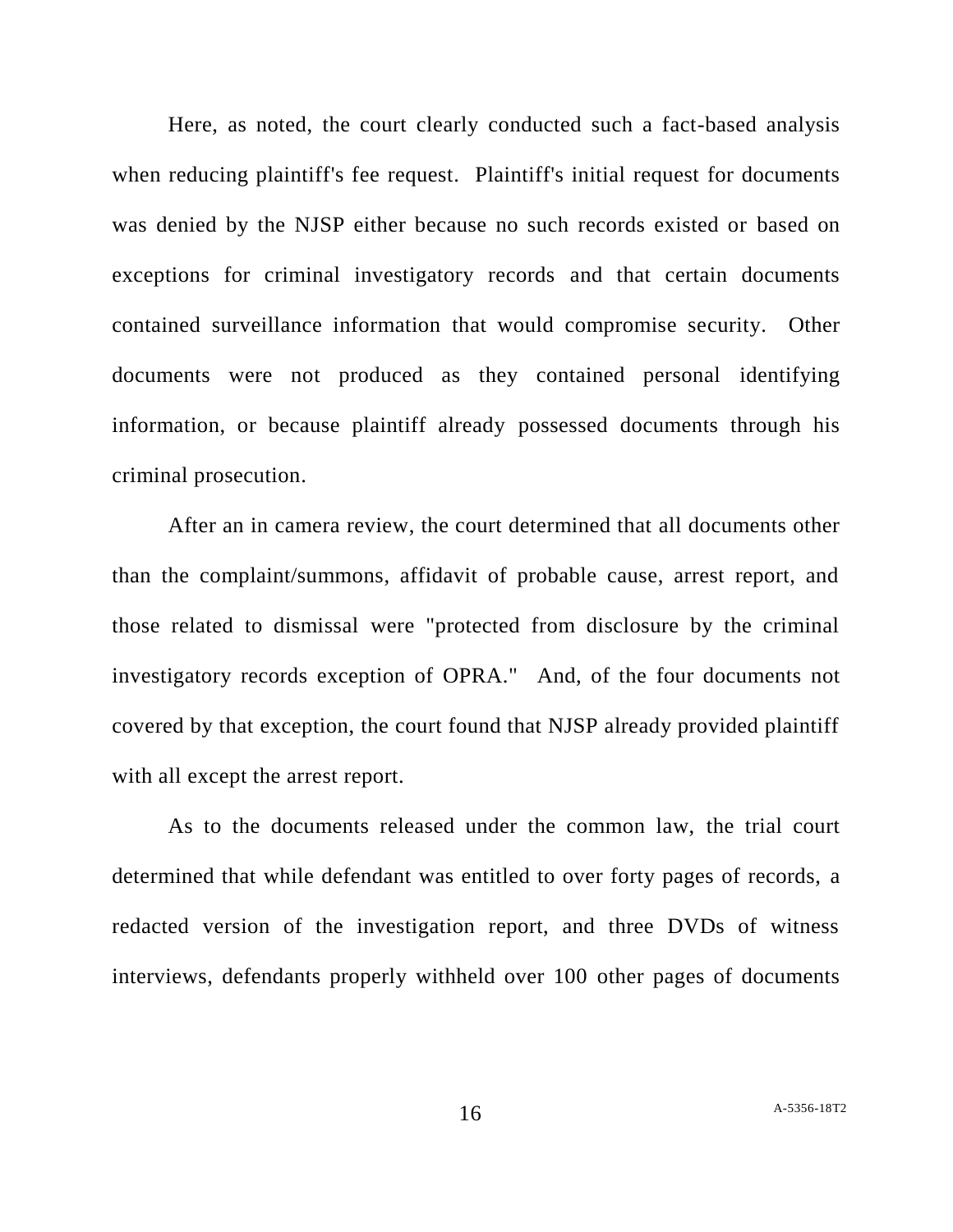Here, as noted, the court clearly conducted such a fact-based analysis when reducing plaintiff's fee request. Plaintiff's initial request for documents was denied by the NJSP either because no such records existed or based on exceptions for criminal investigatory records and that certain documents contained surveillance information that would compromise security. Other documents were not produced as they contained personal identifying information, or because plaintiff already possessed documents through his criminal prosecution.

After an in camera review, the court determined that all documents other than the complaint/summons, affidavit of probable cause, arrest report, and those related to dismissal were "protected from disclosure by the criminal investigatory records exception of OPRA." And, of the four documents not covered by that exception, the court found that NJSP already provided plaintiff with all except the arrest report.

As to the documents released under the common law, the trial court determined that while defendant was entitled to over forty pages of records, a redacted version of the investigation report, and three DVDs of witness interviews, defendants properly withheld over 100 other pages of documents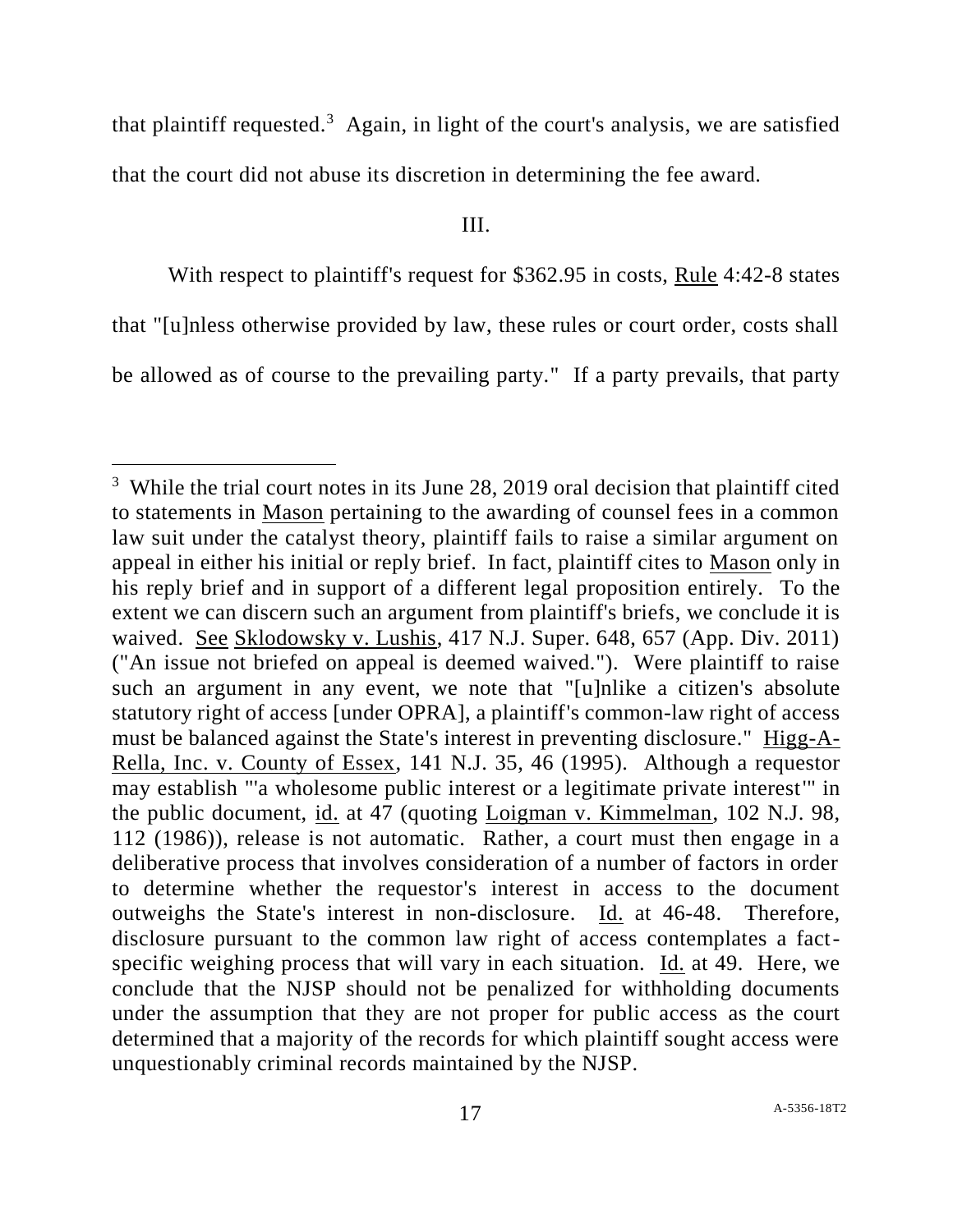that plaintiff requested.[3] Again, in light of the court's analysis, we are satisfied that the court did not abuse its discretion in determining the fee award.

III.

With respect to plaintiff's request for $362.95 in costs, Rule 4:42-8 states that "[u]nless otherwise provided by law, these rules or court order, costs shall be allowed as of course to the prevailing party." If a party prevails, that party

---

[3] While the trial court notes in its June 28, 2019 oral decision that plaintiff cited to statements in Mason pertaining to the awarding of counsel fees in a common law suit under the catalyst theory, plaintiff fails to raise a similar argument on appeal in either his initial or reply brief. In fact, plaintiff cites to Mason only in his reply brief and in support of a different legal proposition entirely. To the extent we can discern such an argument from plaintiff's briefs, we conclude it is waived. See Sklodowsky v. Lushis, 417 N.J. Super. 648, 657 (App. Div. 2011) ("An issue not briefed on appeal is deemed waived."). Were plaintiff to raise such an argument in any event, we note that "[u]nlike a citizen's absolute statutory right of access [under OPRA], a plaintiff's common-law right of access must be balanced against the State's interest in preventing disclosure." Higg-A-Rella, Inc. v. County of Essex, 141 N.J. 35, 46 (1995). Although a requestor may establish "'a wholesome public interest or a legitimate private interest'" in the public document, id. at 47 (quoting Loigman v. Kimmelman, 102 N.J. 98, 112 (1986)), release is not automatic. Rather, a court must then engage in a deliberative process that involves consideration of a number of factors in order to determine whether the requestor's interest in access to the document outweighs the State's interest in non-disclosure. Id. at 46-48. Therefore, disclosure pursuant to the common law right of access contemplates a fact-specific weighing process that will vary in each situation. Id. at 49. Here, we conclude that the NJSP should not be penalized for withholding documents under the assumption that they are not proper for public access as the court determined that a majority of the records for which plaintiff sought access were unquestionably criminal records maintained by the NJSP.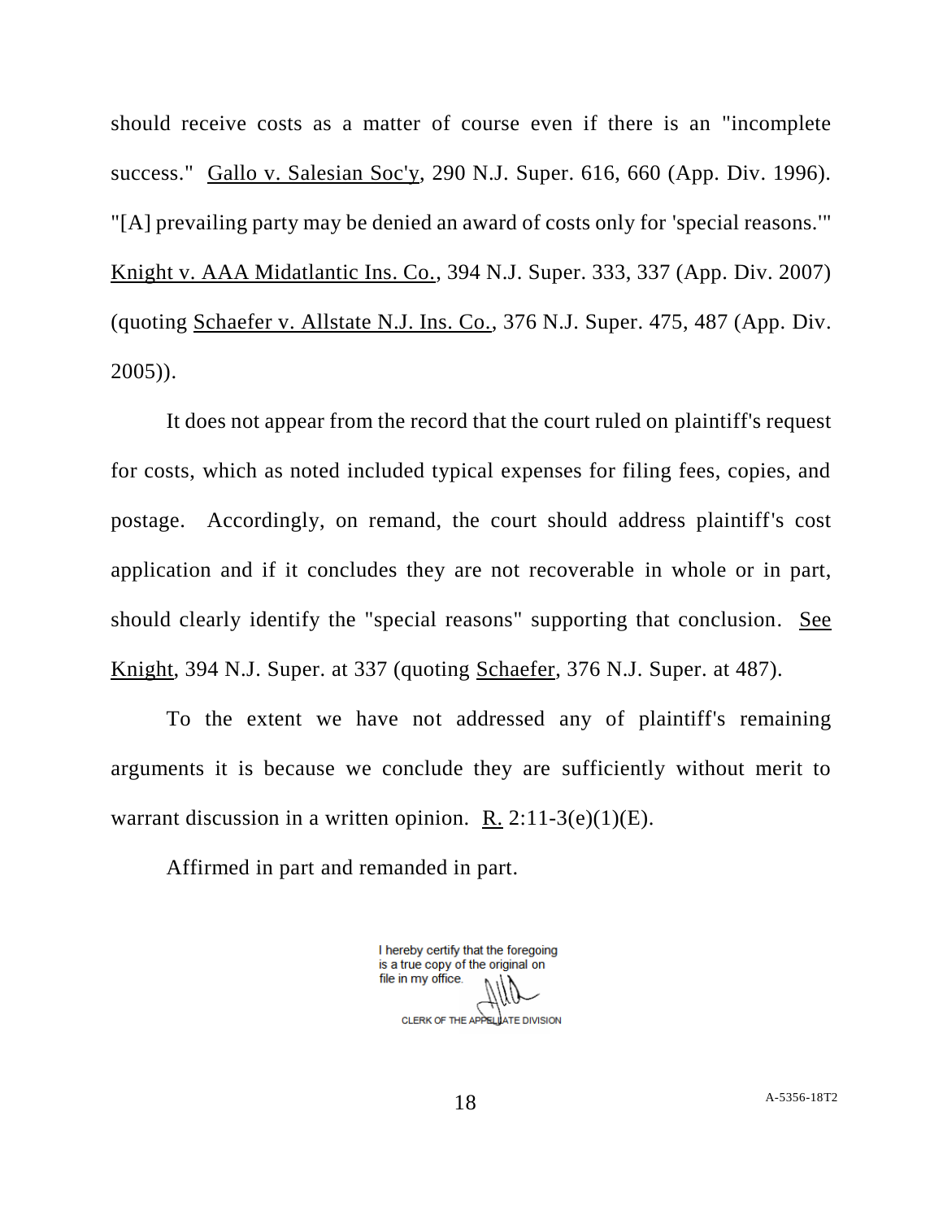should receive costs as a matter of course even if there is an "incomplete success." Gallo v. Salesian Soc'y, 290 N.J. Super. 616, 660 (App. Div. 1996). "[A] prevailing party may be denied an award of costs only for 'special reasons.'" Knight v. AAA Midatlantic Ins. Co., 394 N.J. Super. 333, 337 (App. Div. 2007) (quoting Schaefer v. Allstate N.J. Ins. Co., 376 N.J. Super. 475, 487 (App. Div. 2005)).

It does not appear from the record that the court ruled on plaintiff's request for costs, which as noted included typical expenses for filing fees, copies, and postage. Accordingly, on remand, the court should address plaintiff's cost application and if it concludes they are not recoverable in whole or in part, should clearly identify the "special reasons" supporting that conclusion. See Knight, 394 N.J. Super. at 337 (quoting Schaefer, 376 N.J. Super. at 487).

To the extent we have not addressed any of plaintiff's remaining arguments it is because we conclude they are sufficiently without merit to warrant discussion in a written opinion. R. 2:11-3(e)(1)(E).

Affirmed in part and remanded in part.

I hereby certify that the foregoing is a true copy of the original on file in my office.

CLERK OF THE APPELLATE DIVISION